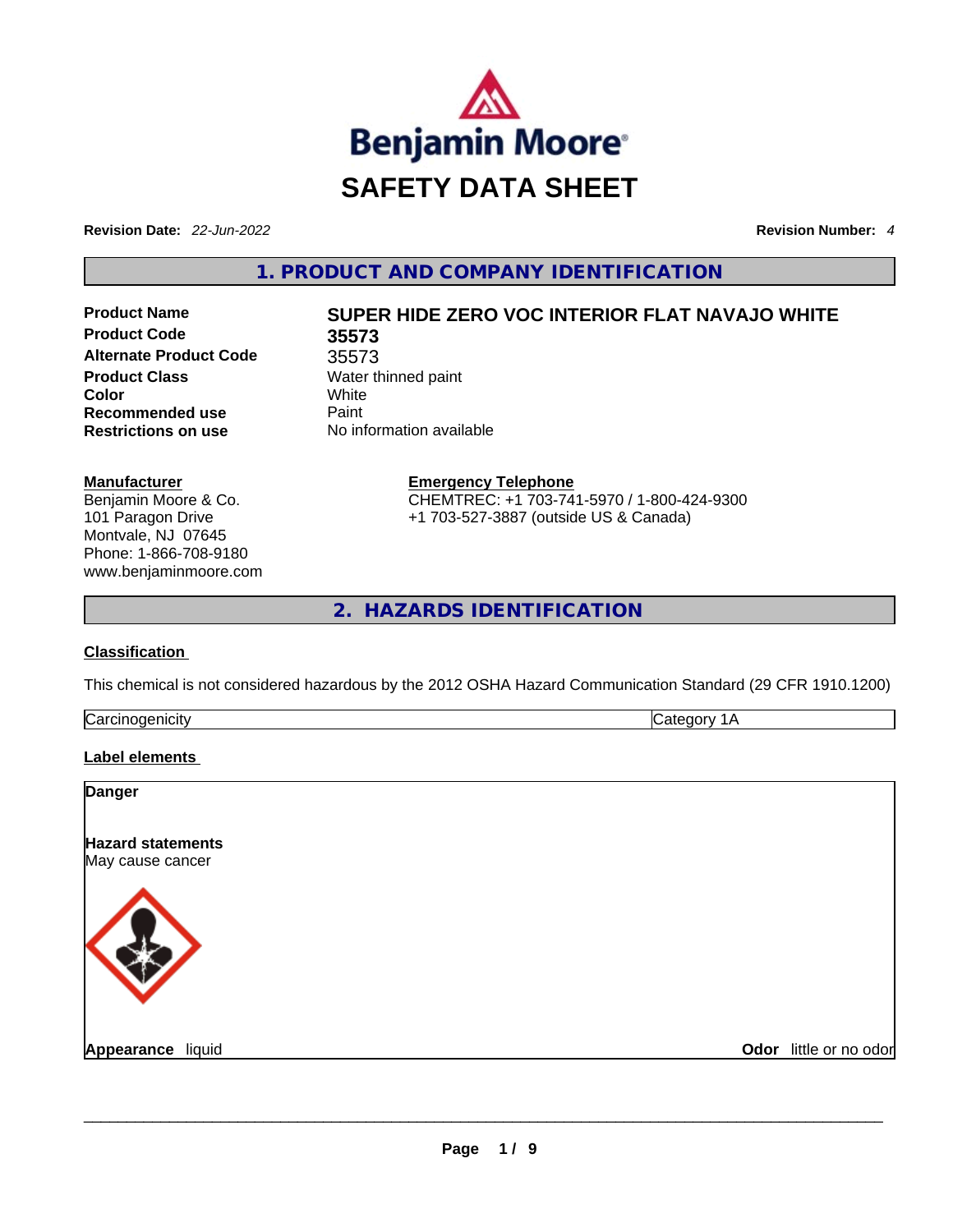# SAFETY DATA SHEET

**Revision Date:** *22-Jun-2022* **Revision Number:** *4*

## 1. PRODUCT AND COMPANY IDENTIFICATION

| | |
|---|---|
| **Product Name** | **SUPER HIDE ZERO VOC INTERIOR FLAT NAVAJO WHITE** |
| **Product Code** | **35573** |
| **Alternate Product Code** | 35573 |
| **Product Class** | Water thinned paint |
| **Color** | White |
| **Recommended use** | Paint |
| **Restrictions on use** | No information available |

**Manufacturer**
Benjamin Moore & Co.
101 Paragon Drive
Montvale, NJ 07645
Phone: 1-866-708-9180
www.benjaminmoore.com

**Emergency Telephone**
CHEMTREC: +1 703-741-5970 / 1-800-424-9300
+1 703-527-3887 (outside US & Canada)

## 2. HAZARDS IDENTIFICATION

**Classification**

This chemical is not considered hazardous by the 2012 OSHA Hazard Communication Standard (29 CFR 1910.1200)

| | |
|---|---|
| Carcinogenicity | Category 1A |

**Label elements**

**Danger**

**Hazard statements**
May cause cancer

**Appearance** liquid **Odor** little or no odor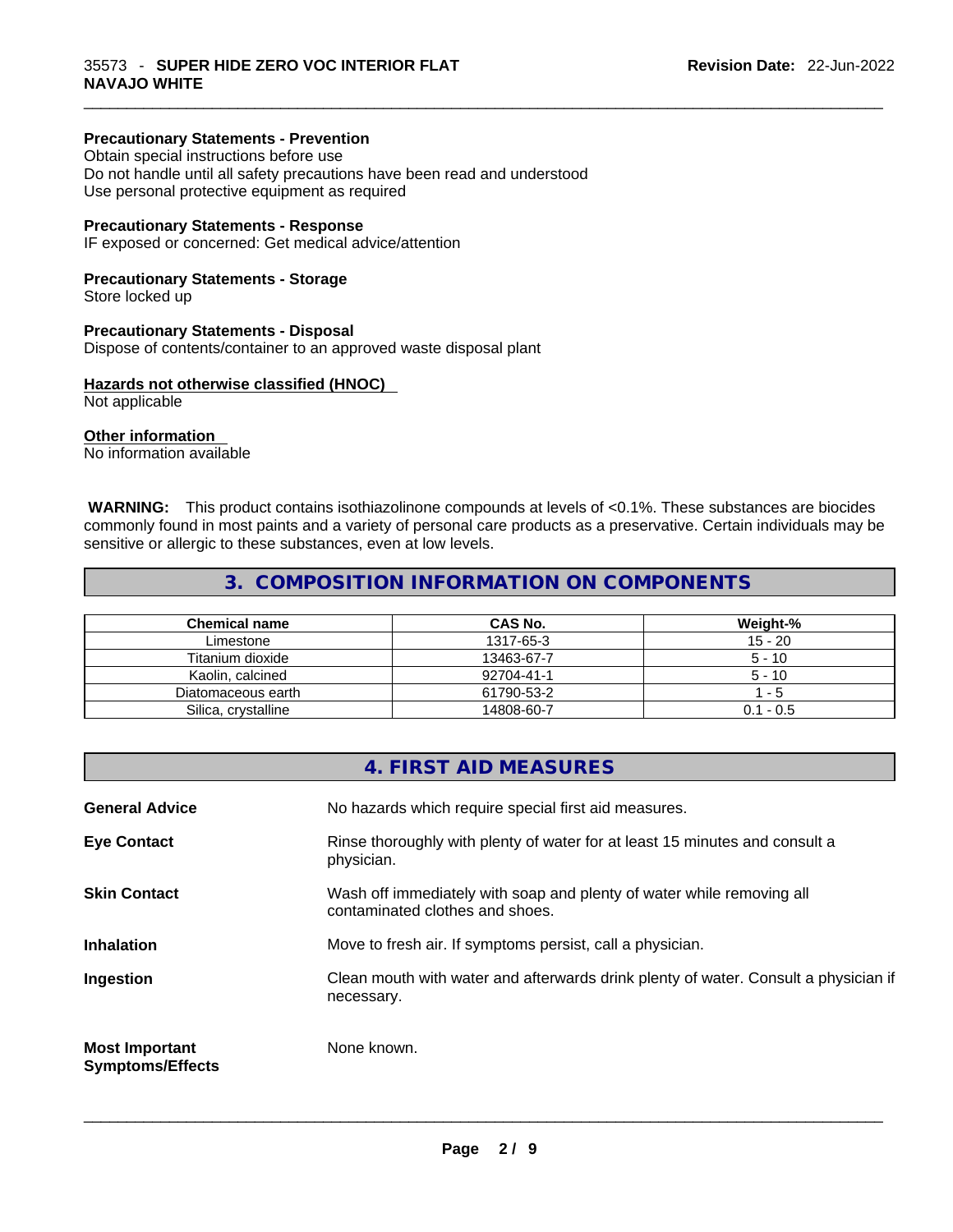**Precautionary Statements - Prevention**
Obtain special instructions before use
Do not handle until all safety precautions have been read and understood
Use personal protective equipment as required

**Precautionary Statements - Response**
IF exposed or concerned: Get medical advice/attention

**Precautionary Statements - Storage**
Store locked up

**Precautionary Statements - Disposal**
Dispose of contents/container to an approved waste disposal plant

**Hazards not otherwise classified (HNOC)**
Not applicable

**Other information**
No information available

**WARNING:** This product contains isothiazolinone compounds at levels of <0.1%. These substances are biocides commonly found in most paints and a variety of personal care products as a preservative. Certain individuals may be sensitive or allergic to these substances, even at low levels.

## 3. COMPOSITION INFORMATION ON COMPONENTS

| Chemical name | CAS No. | Weight-% |
|---|---|---|
| Limestone | 1317-65-3 | 15 - 20 |
| Titanium dioxide | 13463-67-7 | 5 - 10 |
| Kaolin, calcined | 92704-41-1 | 5 - 10 |
| Diatomaceous earth | 61790-53-2 | 1 - 5 |
| Silica, crystalline | 14808-60-7 | 0.1 - 0.5 |

## 4. FIRST AID MEASURES

| | |
|---|---|
| **General Advice** | No hazards which require special first aid measures. |
| **Eye Contact** | Rinse thoroughly with plenty of water for at least 15 minutes and consult a physician. |
| **Skin Contact** | Wash off immediately with soap and plenty of water while removing all contaminated clothes and shoes. |
| **Inhalation** | Move to fresh air. If symptoms persist, call a physician. |
| **Ingestion** | Clean mouth with water and afterwards drink plenty of water. Consult a physician if necessary. |
| **Most Important Symptoms/Effects** | None known. |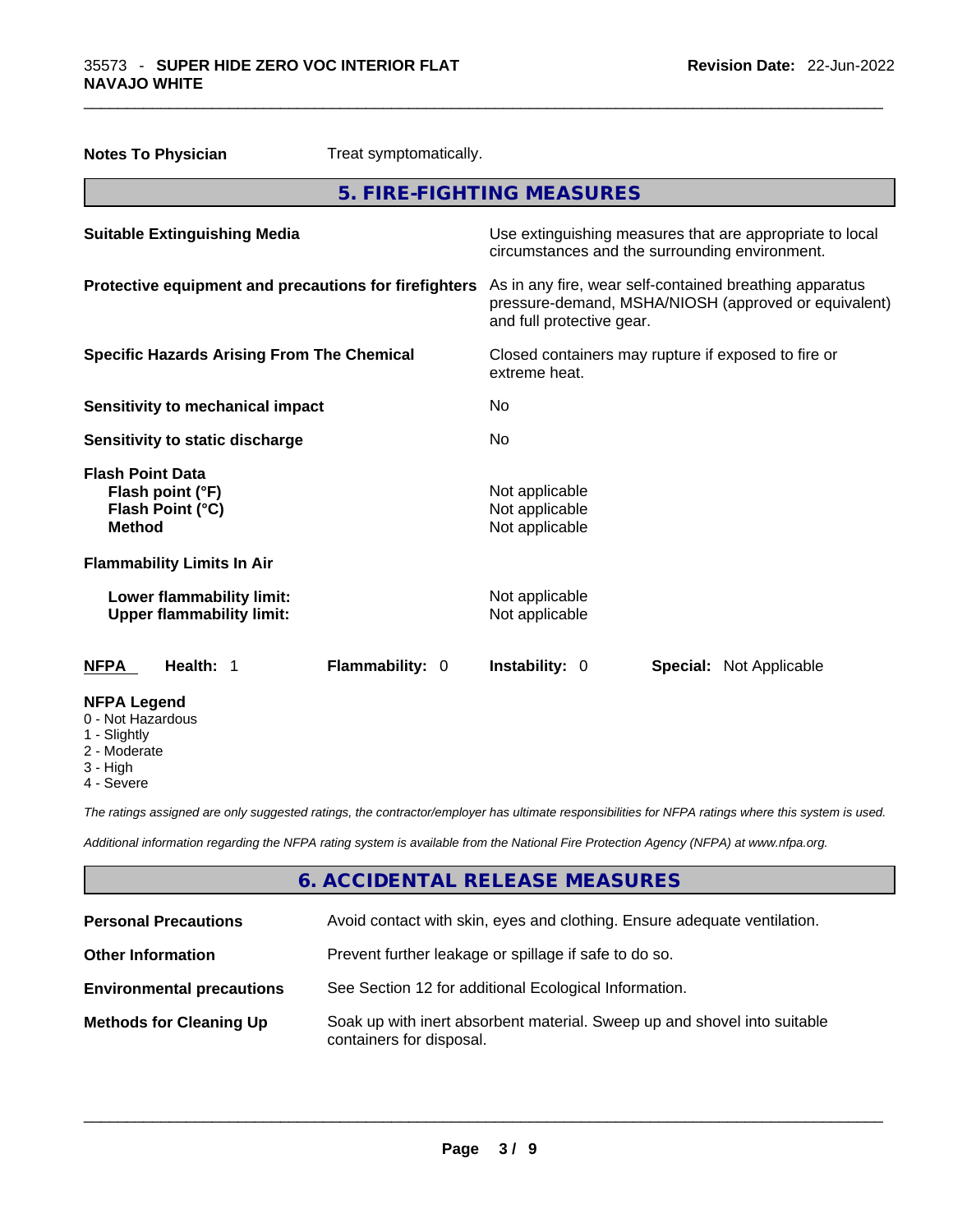**Notes To Physician** Treat symptomatically.

## 5. FIRE-FIGHTING MEASURES

**Suitable Extinguishing Media**
Use extinguishing measures that are appropriate to local circumstances and the surrounding environment.

**Protective equipment and precautions for firefighters**
As in any fire, wear self-contained breathing apparatus pressure-demand, MSHA/NIOSH (approved or equivalent) and full protective gear.

**Specific Hazards Arising From The Chemical**
Closed containers may rupture if exposed to fire or extreme heat.

**Sensitivity to mechanical impact** No

**Sensitivity to static discharge** No

**Flash Point Data**
**Flash point (°F)** Not applicable
**Flash Point (°C)** Not applicable
**Method** Not applicable

**Flammability Limits In Air**

**Lower flammability limit:** Not applicable
**Upper flammability limit:** Not applicable

| NFPA | Health: 1 | Flammability: 0 | Instability: 0 | Special: Not Applicable |
|---|---|---|---|---|

**NFPA Legend**
- 0 - Not Hazardous
- 1 - Slightly
- 2 - Moderate
- 3 - High
- 4 - Severe

*The ratings assigned are only suggested ratings, the contractor/employer has ultimate responsibilities for NFPA ratings where this system is used.*

*Additional information regarding the NFPA rating system is available from the National Fire Protection Agency (NFPA) at www.nfpa.org.*

## 6. ACCIDENTAL RELEASE MEASURES

**Personal Precautions** Avoid contact with skin, eyes and clothing. Ensure adequate ventilation.

**Other Information** Prevent further leakage or spillage if safe to do so.

**Environmental precautions** See Section 12 for additional Ecological Information.

**Methods for Cleaning Up** Soak up with inert absorbent material. Sweep up and shovel into suitable containers for disposal.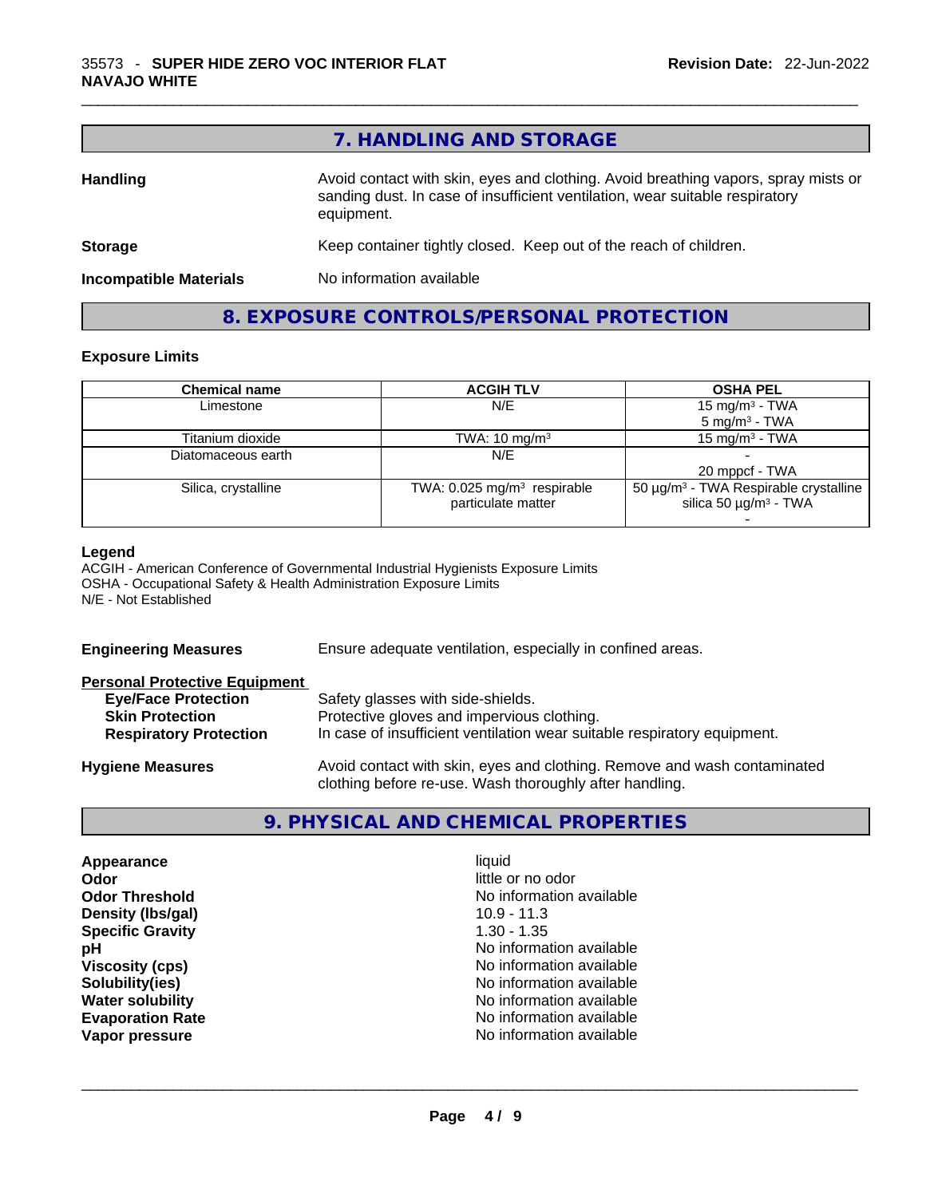## 7. HANDLING AND STORAGE

**Handling** Avoid contact with skin, eyes and clothing. Avoid breathing vapors, spray mists or sanding dust. In case of insufficient ventilation, wear suitable respiratory equipment.

**Storage** Keep container tightly closed. Keep out of the reach of children.

**Incompatible Materials** No information available

## 8. EXPOSURE CONTROLS/PERSONAL PROTECTION

### Exposure Limits

| Chemical name | ACGIH TLV | OSHA PEL |
|---|---|---|
| Limestone | N/E | 15 mg/m³ - TWA<br>5 mg/m³ - TWA |
| Titanium dioxide | TWA: 10 mg/m³ | 15 mg/m³ - TWA |
| Diatomaceous earth | N/E | -<br>20 mppcf - TWA |
| Silica, crystalline | TWA: 0.025 mg/m³ respirable particulate matter | 50 µg/m³ - TWA Respirable crystalline silica 50 µg/m³ - TWA<br>- |

**Legend**
ACGIH - American Conference of Governmental Industrial Hygienists Exposure Limits
OSHA - Occupational Safety & Health Administration Exposure Limits
N/E - Not Established

**Engineering Measures** Ensure adequate ventilation, especially in confined areas.

**Personal Protective Equipment**

- **Eye/Face Protection** Safety glasses with side-shields.
- **Skin Protection** Protective gloves and impervious clothing.
- **Respiratory Protection** In case of insufficient ventilation wear suitable respiratory equipment.

**Hygiene Measures** Avoid contact with skin, eyes and clothing. Remove and wash contaminated clothing before re-use. Wash thoroughly after handling.

## 9. PHYSICAL AND CHEMICAL PROPERTIES

| | |
|---|---|
| **Appearance** | liquid |
| **Odor** | little or no odor |
| **Odor Threshold** | No information available |
| **Density (lbs/gal)** | 10.9 - 11.3 |
| **Specific Gravity** | 1.30 - 1.35 |
| **pH** | No information available |
| **Viscosity (cps)** | No information available |
| **Solubility(ies)** | No information available |
| **Water solubility** | No information available |
| **Evaporation Rate** | No information available |
| **Vapor pressure** | No information available |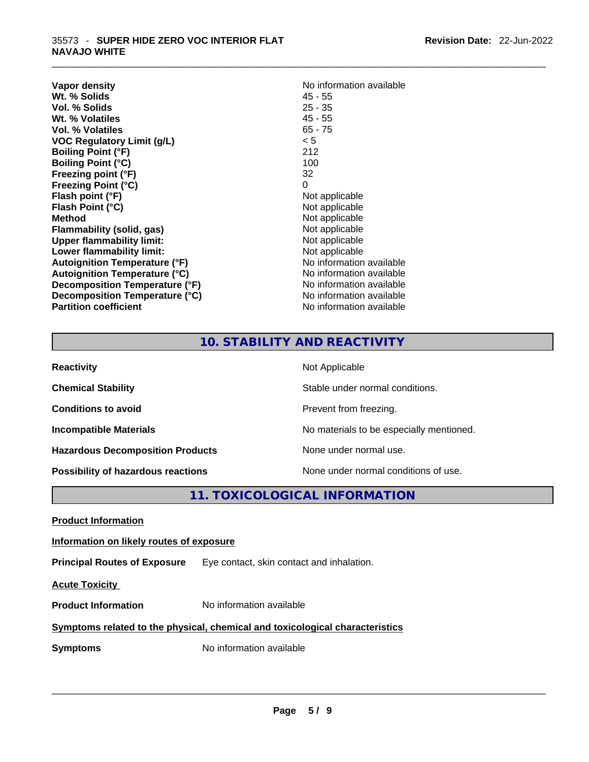| | |
|---|---|
| **Vapor density** | No information available |
| **Wt. % Solids** | 45 - 55 |
| **Vol. % Solids** | 25 - 35 |
| **Wt. % Volatiles** | 45 - 55 |
| **Vol. % Volatiles** | 65 - 75 |
| **VOC Regulatory Limit (g/L)** | < 5 |
| **Boiling Point (°F)** | 212 |
| **Boiling Point (°C)** | 100 |
| **Freezing point (°F)** | 32 |
| **Freezing Point (°C)** | 0 |
| **Flash point (°F)** | Not applicable |
| **Flash Point (°C)** | Not applicable |
| **Method** | Not applicable |
| **Flammability (solid, gas)** | Not applicable |
| **Upper flammability limit:** | Not applicable |
| **Lower flammability limit:** | Not applicable |
| **Autoignition Temperature (°F)** | No information available |
| **Autoignition Temperature (°C)** | No information available |
| **Decomposition Temperature (°F)** | No information available |
| **Decomposition Temperature (°C)** | No information available |
| **Partition coefficient** | No information available |

## 10. STABILITY AND REACTIVITY

| | |
|---|---|
| **Reactivity** | Not Applicable |
| **Chemical Stability** | Stable under normal conditions. |
| **Conditions to avoid** | Prevent from freezing. |
| **Incompatible Materials** | No materials to be especially mentioned. |
| **Hazardous Decomposition Products** | None under normal use. |
| **Possibility of hazardous reactions** | None under normal conditions of use. |

## 11. TOXICOLOGICAL INFORMATION

**Product Information**

**Information on likely routes of exposure**

**Principal Routes of Exposure** Eye contact, skin contact and inhalation.

**Acute Toxicity**

**Product Information** No information available

**Symptoms related to the physical, chemical and toxicological characteristics**

**Symptoms** No information available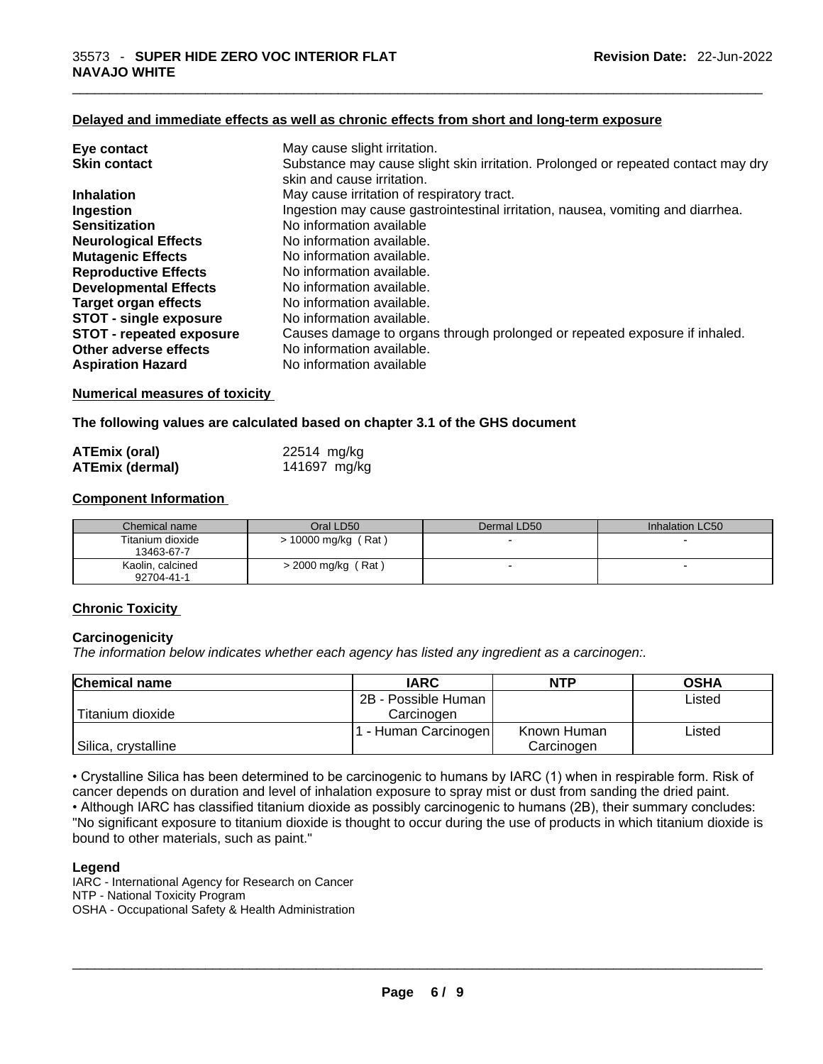**Delayed and immediate effects as well as chronic effects from short and long-term exposure**

| | |
|---|---|
| **Eye contact** | May cause slight irritation. |
| **Skin contact** | Substance may cause slight skin irritation. Prolonged or repeated contact may dry skin and cause irritation. |
| **Inhalation** | May cause irritation of respiratory tract. |
| **Ingestion** | Ingestion may cause gastrointestinal irritation, nausea, vomiting and diarrhea. |
| **Sensitization** | No information available |
| **Neurological Effects** | No information available. |
| **Mutagenic Effects** | No information available. |
| **Reproductive Effects** | No information available. |
| **Developmental Effects** | No information available. |
| **Target organ effects** | No information available. |
| **STOT - single exposure** | No information available. |
| **STOT - repeated exposure** | Causes damage to organs through prolonged or repeated exposure if inhaled. |
| **Other adverse effects** | No information available. |
| **Aspiration Hazard** | No information available |

**Numerical measures of toxicity**

**The following values are calculated based on chapter 3.1 of the GHS document**

| | |
|---|---|
| **ATEmix (oral)** | 22514 mg/kg |
| **ATEmix (dermal)** | 141697 mg/kg |

**Component Information**

| Chemical name | Oral LD50 | Dermal LD50 | Inhalation LC50 |
|---|---|---|---|
| Titanium dioxide 13463-67-7 | > 10000 mg/kg ( Rat ) | - | - |
| Kaolin, calcined 92704-41-1 | > 2000 mg/kg ( Rat ) | - | - |

**Chronic Toxicity**

**Carcinogenicity**

*The information below indicates whether each agency has listed any ingredient as a carcinogen:.*

| Chemical name | IARC | NTP | OSHA |
|---|---|---|---|
| Titanium dioxide | 2B - Possible Human Carcinogen | | Listed |
| Silica, crystalline | 1 - Human Carcinogen | Known Human Carcinogen | Listed |

• Crystalline Silica has been determined to be carcinogenic to humans by IARC (1) when in respirable form. Risk of cancer depends on duration and level of inhalation exposure to spray mist or dust from sanding the dried paint.
• Although IARC has classified titanium dioxide as possibly carcinogenic to humans (2B), their summary concludes: "No significant exposure to titanium dioxide is thought to occur during the use of products in which titanium dioxide is bound to other materials, such as paint."

**Legend**

IARC - International Agency for Research on Cancer
NTP - National Toxicity Program
OSHA - Occupational Safety & Health Administration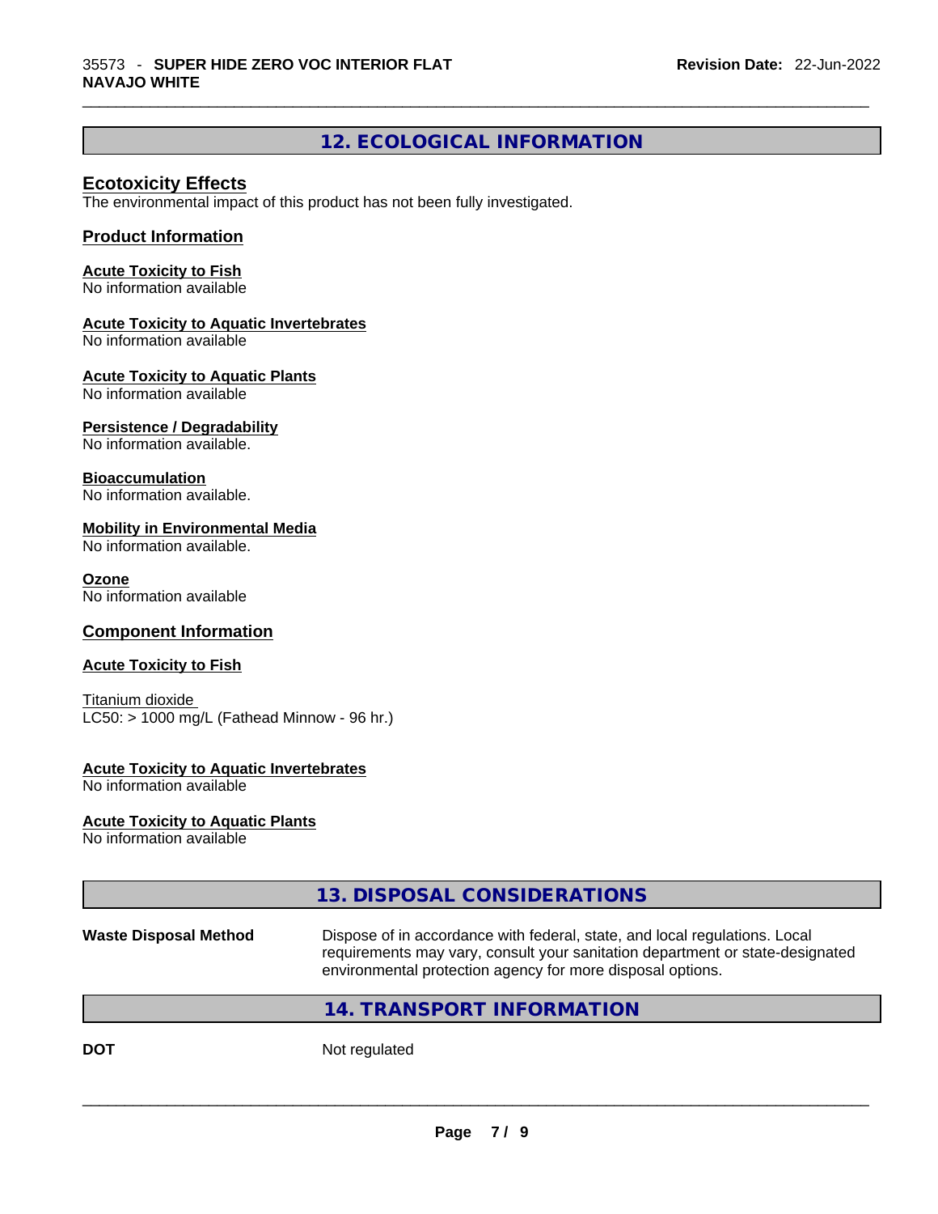## 12. ECOLOGICAL INFORMATION

### Ecotoxicity Effects

The environmental impact of this product has not been fully investigated.

### Product Information

**Acute Toxicity to Fish**
No information available

**Acute Toxicity to Aquatic Invertebrates**
No information available

**Acute Toxicity to Aquatic Plants**
No information available

**Persistence / Degradability**
No information available.

**Bioaccumulation**
No information available.

**Mobility in Environmental Media**
No information available.

**Ozone**
No information available

### Component Information

**Acute Toxicity to Fish**

Titanium dioxide
LC50: > 1000 mg/L (Fathead Minnow - 96 hr.)

**Acute Toxicity to Aquatic Invertebrates**
No information available

**Acute Toxicity to Aquatic Plants**
No information available

## 13. DISPOSAL CONSIDERATIONS

**Waste Disposal Method** Dispose of in accordance with federal, state, and local regulations. Local requirements may vary, consult your sanitation department or state-designated environmental protection agency for more disposal options.

## 14. TRANSPORT INFORMATION

**DOT** Not regulated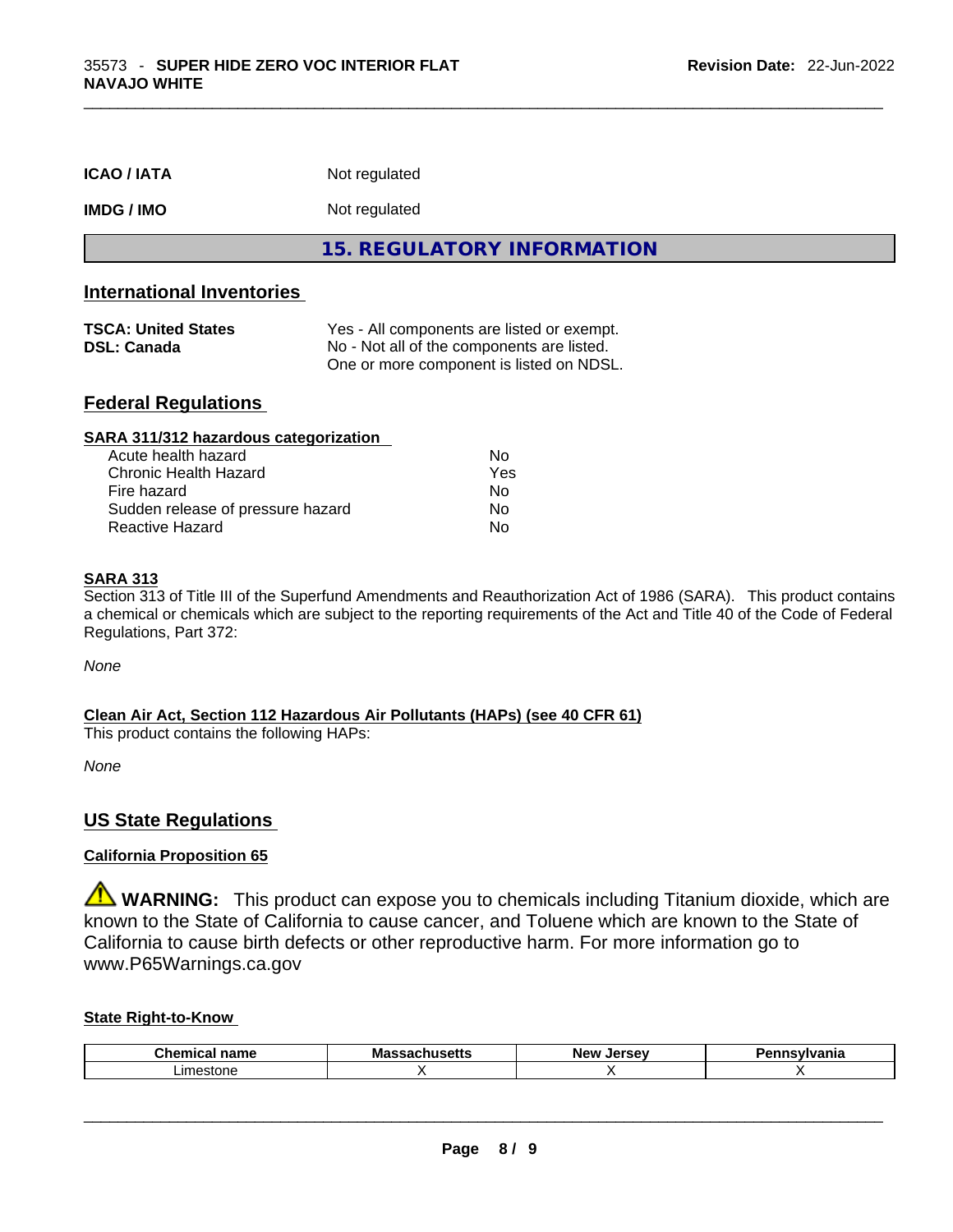| | |
|---|---|
| **ICAO / IATA** | Not regulated |
| **IMDG / IMO** | Not regulated |

## 15. REGULATORY INFORMATION

### International Inventories

| | |
|---|---|
| **TSCA: United States** | Yes - All components are listed or exempt. |
| **DSL: Canada** | No - Not all of the components are listed. One or more component is listed on NDSL. |

### Federal Regulations

**SARA 311/312 hazardous categorization**

| | |
|---|---|
| Acute health hazard | No |
| Chronic Health Hazard | Yes |
| Fire hazard | No |
| Sudden release of pressure hazard | No |
| Reactive Hazard | No |

**SARA 313**

Section 313 of Title III of the Superfund Amendments and Reauthorization Act of 1986 (SARA). This product contains a chemical or chemicals which are subject to the reporting requirements of the Act and Title 40 of the Code of Federal Regulations, Part 372:

*None*

**Clean Air Act, Section 112 Hazardous Air Pollutants (HAPs) (see 40 CFR 61)**

This product contains the following HAPs:

*None*

### US State Regulations

**California Proposition 65**

⚠ **WARNING:** This product can expose you to chemicals including Titanium dioxide, which are known to the State of California to cause cancer, and Toluene which are known to the State of California to cause birth defects or other reproductive harm. For more information go to www.P65Warnings.ca.gov

**State Right-to-Know**

| Chemical name | Massachusetts | New Jersey | Pennsylvania |
|---|---|---|---|
| Limestone | X | X | X |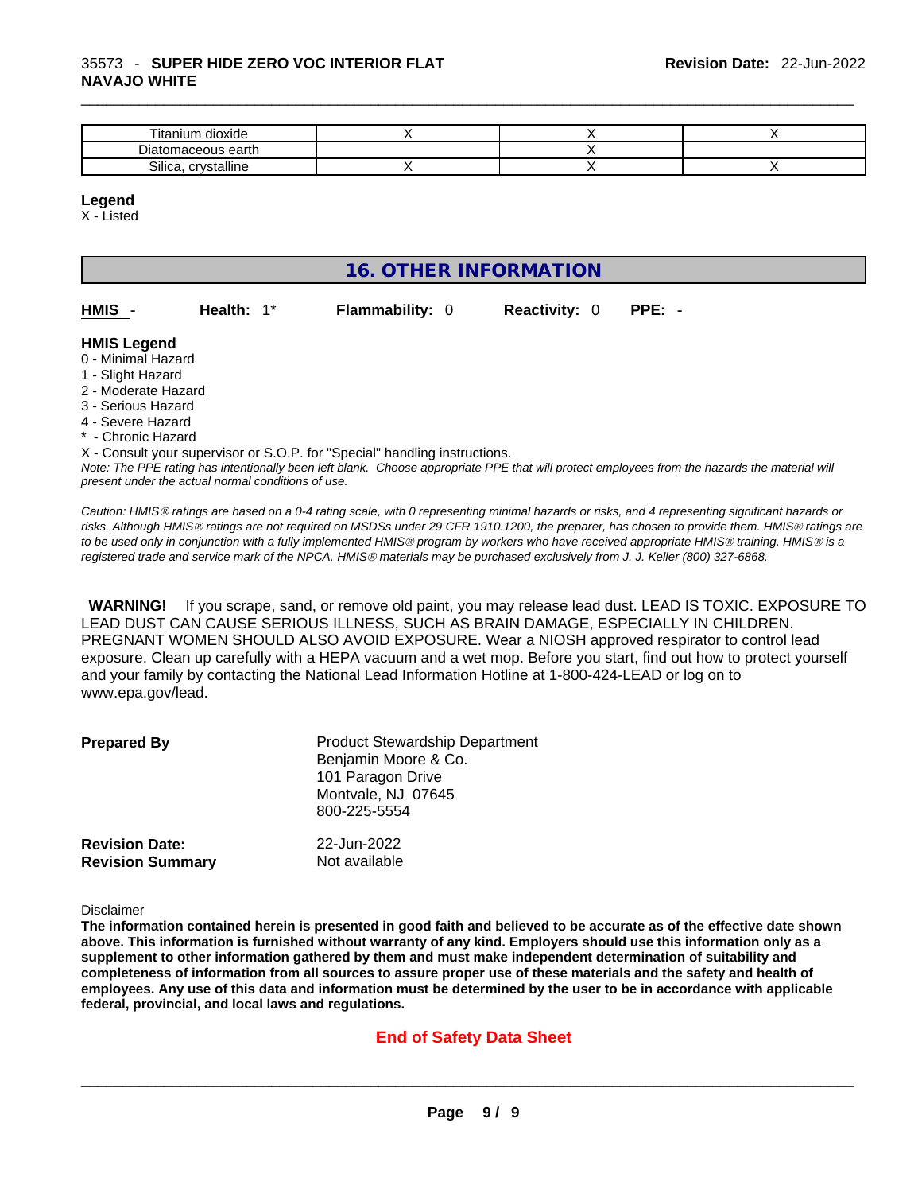| | | | |
|---|---|---|---|
| Titanium dioxide | X | X | X |
| Diatomaceous earth | | X | |
| Silica, crystalline | X | X | X |

**Legend**
X - Listed

## 16. OTHER INFORMATION

**HMIS** - **Health:** 1* **Flammability:** 0 **Reactivity:** 0 **PPE:** -

**HMIS Legend**
0 - Minimal Hazard
1 - Slight Hazard
2 - Moderate Hazard
3 - Serious Hazard
4 - Severe Hazard
* - Chronic Hazard
X - Consult your supervisor or S.O.P. for "Special" handling instructions.
*Note: The PPE rating has intentionally been left blank. Choose appropriate PPE that will protect employees from the hazards the material will present under the actual normal conditions of use.*

*Caution: HMIS® ratings are based on a 0-4 rating scale, with 0 representing minimal hazards or risks, and 4 representing significant hazards or risks. Although HMIS® ratings are not required on MSDSs under 29 CFR 1910.1200, the preparer, has chosen to provide them. HMIS® ratings are to be used only in conjunction with a fully implemented HMIS® program by workers who have received appropriate HMIS® training. HMIS® is a registered trade and service mark of the NPCA. HMIS® materials may be purchased exclusively from J. J. Keller (800) 327-6868.*

**WARNING!** If you scrape, sand, or remove old paint, you may release lead dust. LEAD IS TOXIC. EXPOSURE TO LEAD DUST CAN CAUSE SERIOUS ILLNESS, SUCH AS BRAIN DAMAGE, ESPECIALLY IN CHILDREN. PREGNANT WOMEN SHOULD ALSO AVOID EXPOSURE. Wear a NIOSH approved respirator to control lead exposure. Clean up carefully with a HEPA vacuum and a wet mop. Before you start, find out how to protect yourself and your family by contacting the National Lead Information Hotline at 1-800-424-LEAD or log on to www.epa.gov/lead.

**Prepared By** Product Stewardship Department
Benjamin Moore & Co.
101 Paragon Drive
Montvale, NJ 07645
800-225-5554

**Revision Date:** 22-Jun-2022
**Revision Summary** Not available

Disclaimer
**The information contained herein is presented in good faith and believed to be accurate as of the effective date shown above. This information is furnished without warranty of any kind. Employers should use this information only as a supplement to other information gathered by them and must make independent determination of suitability and completeness of information from all sources to assure proper use of these materials and the safety and health of employees. Any use of this data and information must be determined by the user to be in accordance with applicable federal, provincial, and local laws and regulations.**

**End of Safety Data Sheet**